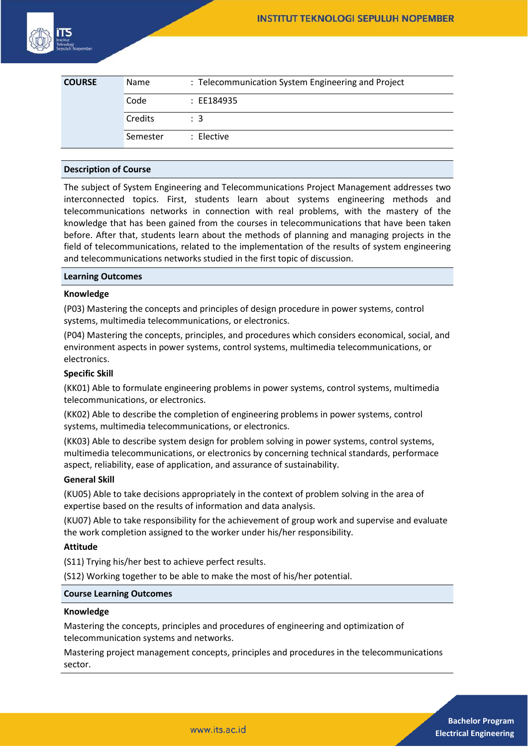| COURSE | Name | : Telecommunication System Engineering and Project |
|---|---|---|
| | Code | : EE184935 |
| | Credits | : 3 |
| | Semester | : Elective |

## Description of Course

The subject of System Engineering and Telecommunications Project Management addresses two interconnected topics. First, students learn about systems engineering methods and telecommunications networks in connection with real problems, with the mastery of the knowledge that has been gained from the courses in telecommunications that have been taken before. After that, students learn about the methods of planning and managing projects in the field of telecommunications, related to the implementation of the results of system engineering and telecommunications networks studied in the first topic of discussion.

## Learning Outcomes

### Knowledge

(P03) Mastering the concepts and principles of design procedure in power systems, control systems, multimedia telecommunications, or electronics.

(P04) Mastering the concepts, principles, and procedures which considers economical, social, and environment aspects in power systems, control systems, multimedia telecommunications, or electronics.

### Specific Skill

(KK01) Able to formulate engineering problems in power systems, control systems, multimedia telecommunications, or electronics.

(KK02) Able to describe the completion of engineering problems in power systems, control systems, multimedia telecommunications, or electronics.

(KK03) Able to describe system design for problem solving in power systems, control systems, multimedia telecommunications, or electronics by concerning technical standards, performace aspect, reliability, ease of application, and assurance of sustainability.

### General Skill

(KU05) Able to take decisions appropriately in the context of problem solving in the area of expertise based on the results of information and data analysis.

(KU07) Able to take responsibility for the achievement of group work and supervise and evaluate the work completion assigned to the worker under his/her responsibility.

### Attitude

(S11) Trying his/her best to achieve perfect results.

(S12) Working together to be able to make the most of his/her potential.

## Course Learning Outcomes

### Knowledge

Mastering the concepts, principles and procedures of engineering and optimization of telecommunication systems and networks.

Mastering project management concepts, principles and procedures in the telecommunications sector.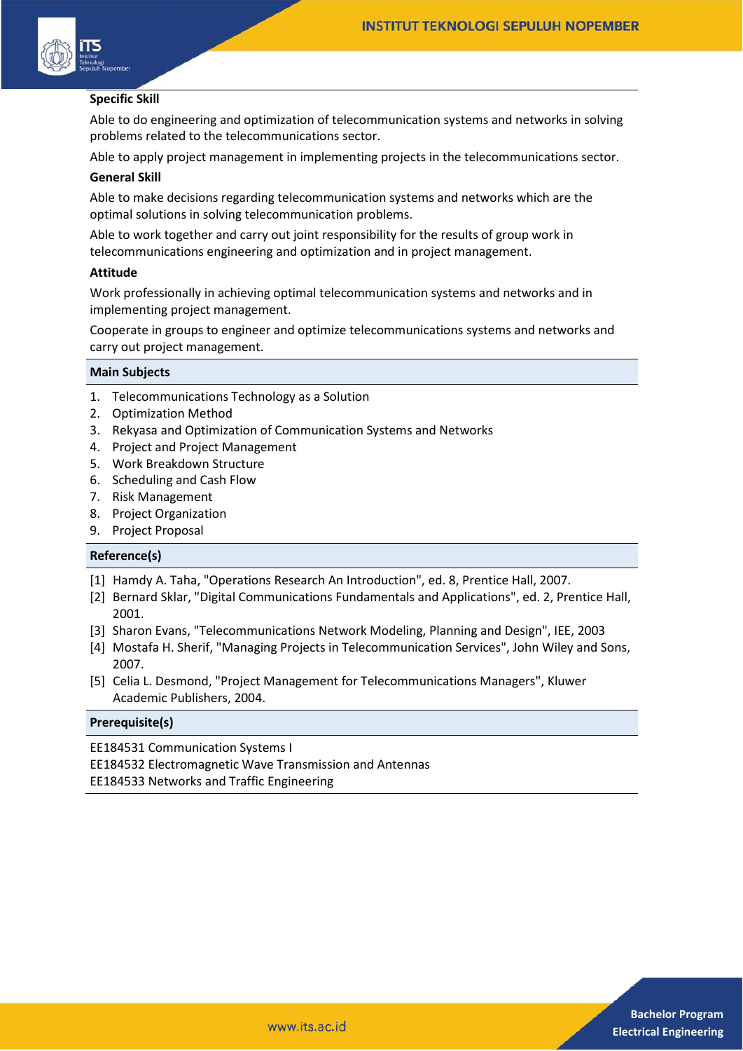**Specific Skill**

Able to do engineering and optimization of telecommunication systems and networks in solving problems related to the telecommunications sector.

Able to apply project management in implementing projects in the telecommunications sector.

**General Skill**

Able to make decisions regarding telecommunication systems and networks which are the optimal solutions in solving telecommunication problems.

Able to work together and carry out joint responsibility for the results of group work in telecommunications engineering and optimization and in project management.

**Attitude**

Work professionally in achieving optimal telecommunication systems and networks and in implementing project management.

Cooperate in groups to engineer and optimize telecommunications systems and networks and carry out project management.

**Main Subjects**

1. Telecommunications Technology as a Solution
2. Optimization Method
3. Rekyasa and Optimization of Communication Systems and Networks
4. Project and Project Management
5. Work Breakdown Structure
6. Scheduling and Cash Flow
7. Risk Management
8. Project Organization
9. Project Proposal

**Reference(s)**

[1] Hamdy A. Taha, "Operations Research An Introduction", ed. 8, Prentice Hall, 2007.
[2] Bernard Sklar, "Digital Communications Fundamentals and Applications", ed. 2, Prentice Hall, 2001.
[3] Sharon Evans, "Telecommunications Network Modeling, Planning and Design", IEE, 2003
[4] Mostafa H. Sherif, "Managing Projects in Telecommunication Services", John Wiley and Sons, 2007.
[5] Celia L. Desmond, "Project Management for Telecommunications Managers", Kluwer Academic Publishers, 2004.

**Prerequisite(s)**

EE184531 Communication Systems I
EE184532 Electromagnetic Wave Transmission and Antennas
EE184533 Networks and Traffic Engineering